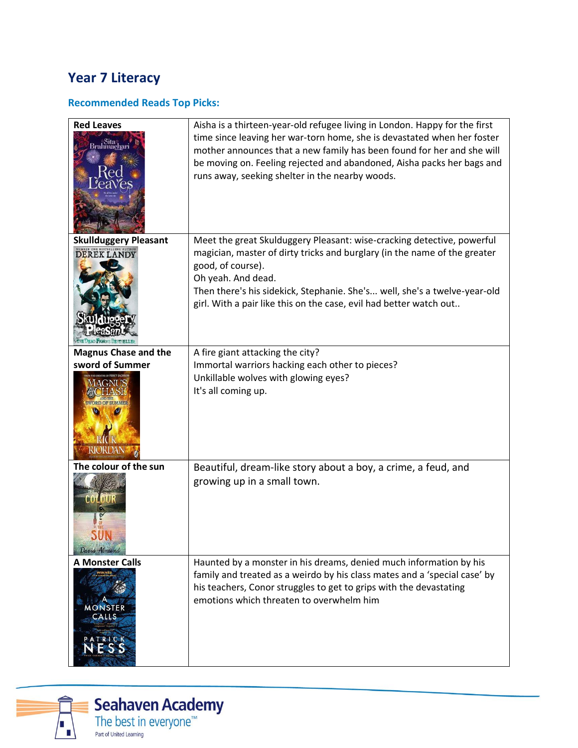# Year 7 Literacy

## Recommended Reads Top Picks:

| Book | Description |
|---|---|
| **Red Leaves** | Aisha is a thirteen-year-old refugee living in London. Happy for the first time since leaving her war-torn home, she is devastated when her foster mother announces that a new family has been found for her and she will be moving on. Feeling rejected and abandoned, Aisha packs her bags and runs away, seeking shelter in the nearby woods. |
| **Skullduggery Pleasant** | Meet the great Skulduggery Pleasant: wise-cracking detective, powerful magician, master of dirty tricks and burglary (in the name of the greater good, of course).<br>Oh yeah. And dead.<br>Then there's his sidekick, Stephanie. She's... well, she's a twelve-year-old girl. With a pair like this on the case, evil had better watch out.. |
| **Magnus Chase and the sword of Summer** | A fire giant attacking the city?<br>Immortal warriors hacking each other to pieces?<br>Unkillable wolves with glowing eyes?<br>It's all coming up. |
| **The colour of the sun** | Beautiful, dream-like story about a boy, a crime, a feud, and growing up in a small town. |
| **A Monster Calls** | Haunted by a monster in his dreams, denied much information by his family and treated as a weirdo by his class mates and a 'special case' by his teachers, Conor struggles to get to grips with the devastating emotions which threaten to overwhelm him |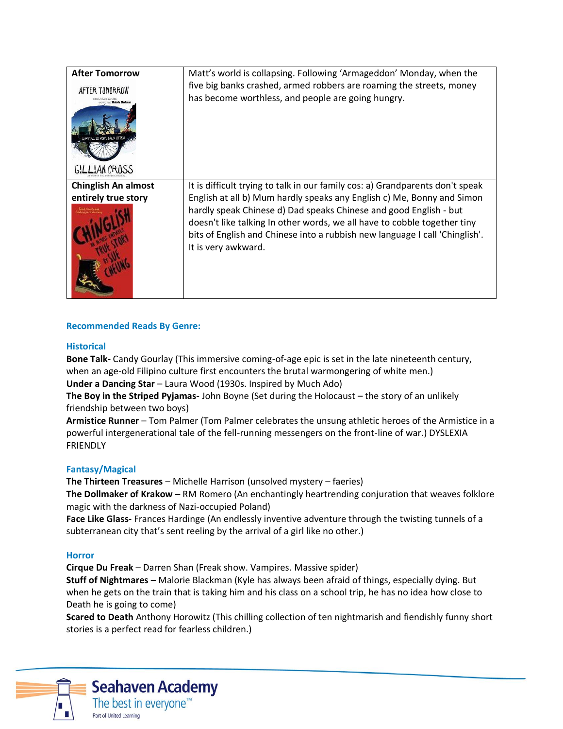| After Tomorrow | Matt's world is collapsing. Following 'Armageddon' Monday, when the five big banks crashed, armed robbers are roaming the streets, money has become worthless, and people are going hungry. |
|---|---|
| **Chinglish An almost entirely true story** | It is difficult trying to talk in our family cos: a) Grandparents don't speak English at all b) Mum hardly speaks any English c) Me, Bonny and Simon hardly speak Chinese d) Dad speaks Chinese and good English - but doesn't like talking In other words, we all have to cobble together tiny bits of English and Chinese into a rubbish new language I call 'Chinglish'. It is very awkward. |

## Recommended Reads By Genre:

### Historical

**Bone Talk-** Candy Gourlay (This immersive coming-of-age epic is set in the late nineteenth century, when an age-old Filipino culture first encounters the brutal warmongering of white men.)
**Under a Dancing Star** – Laura Wood (1930s. Inspired by Much Ado)
**The Boy in the Striped Pyjamas-** John Boyne (Set during the Holocaust – the story of an unlikely friendship between two boys)
**Armistice Runner** – Tom Palmer (Tom Palmer celebrates the unsung athletic heroes of the Armistice in a powerful intergenerational tale of the fell-running messengers on the front-line of war.) DYSLEXIA FRIENDLY

### Fantasy/Magical

**The Thirteen Treasures** – Michelle Harrison (unsolved mystery – faeries)
**The Dollmaker of Krakow** – RM Romero (An enchantingly heartrending conjuration that weaves folklore magic with the darkness of Nazi-occupied Poland)
**Face Like Glass-** Frances Hardinge (An endlessly inventive adventure through the twisting tunnels of a subterranean city that's sent reeling by the arrival of a girl like no other.)

### Horror

**Cirque Du Freak** – Darren Shan (Freak show. Vampires. Massive spider)
**Stuff of Nightmares** – Malorie Blackman (Kyle has always been afraid of things, especially dying. But when he gets on the train that is taking him and his class on a school trip, he has no idea how close to Death he is going to come)
**Scared to Death** Anthony Horowitz (This chilling collection of ten nightmarish and fiendishly funny short stories is a perfect read for fearless children.)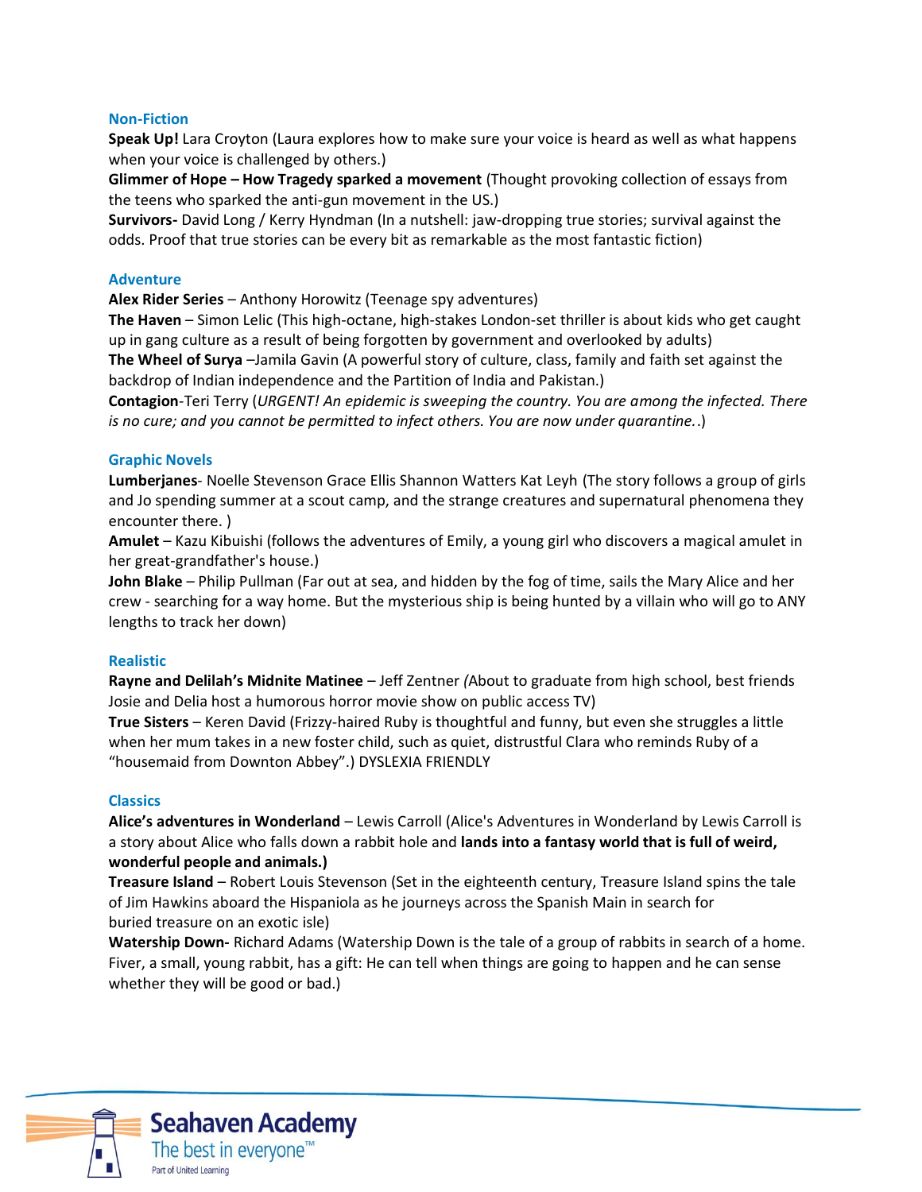### Non-Fiction

**Speak Up!** Lara Croyton (Laura explores how to make sure your voice is heard as well as what happens when your voice is challenged by others.)

**Glimmer of Hope – How Tragedy sparked a movement** (Thought provoking collection of essays from the teens who sparked the anti-gun movement in the US.)

**Survivors-** David Long / Kerry Hyndman (In a nutshell: jaw-dropping true stories; survival against the odds. Proof that true stories can be every bit as remarkable as the most fantastic fiction)

### Adventure

**Alex Rider Series** – Anthony Horowitz (Teenage spy adventures)

**The Haven** – Simon Lelic (This high-octane, high-stakes London-set thriller is about kids who get caught up in gang culture as a result of being forgotten by government and overlooked by adults)

**The Wheel of Surya** –Jamila Gavin (A powerful story of culture, class, family and faith set against the backdrop of Indian independence and the Partition of India and Pakistan.)

**Contagion**-Teri Terry (*URGENT! An epidemic is sweeping the country. You are among the infected. There is no cure; and you cannot be permitted to infect others. You are now under quarantine.*.)

### Graphic Novels

**Lumberjanes**- Noelle Stevenson Grace Ellis Shannon Watters Kat Leyh (The story follows a group of girls and Jo spending summer at a scout camp, and the strange creatures and supernatural phenomena they encounter there. )

**Amulet** – Kazu Kibuishi (follows the adventures of Emily, a young girl who discovers a magical amulet in her great-grandfather's house.)

**John Blake** – Philip Pullman (Far out at sea, and hidden by the fog of time, sails the Mary Alice and her crew - searching for a way home. But the mysterious ship is being hunted by a villain who will go to ANY lengths to track her down)

### Realistic

**Rayne and Delilah's Midnite Matinee** – Jeff Zentner *(*About to graduate from high school, best friends Josie and Delia host a humorous horror movie show on public access TV)

**True Sisters** – Keren David (Frizzy-haired Ruby is thoughtful and funny, but even she struggles a little when her mum takes in a new foster child, such as quiet, distrustful Clara who reminds Ruby of a "housemaid from Downton Abbey".) DYSLEXIA FRIENDLY

### Classics

**Alice's adventures in Wonderland** – Lewis Carroll (Alice's Adventures in Wonderland by Lewis Carroll is a story about Alice who falls down a rabbit hole and **lands into a fantasy world that is full of weird, wonderful people and animals.)**

**Treasure Island** – Robert Louis Stevenson (Set in the eighteenth century, Treasure Island spins the tale of Jim Hawkins aboard the Hispaniola as he journeys across the Spanish Main in search for buried treasure on an exotic isle)

**Watership Down-** Richard Adams (Watership Down is the tale of a group of rabbits in search of a home. Fiver, a small, young rabbit, has a gift: He can tell when things are going to happen and he can sense whether they will be good or bad.)